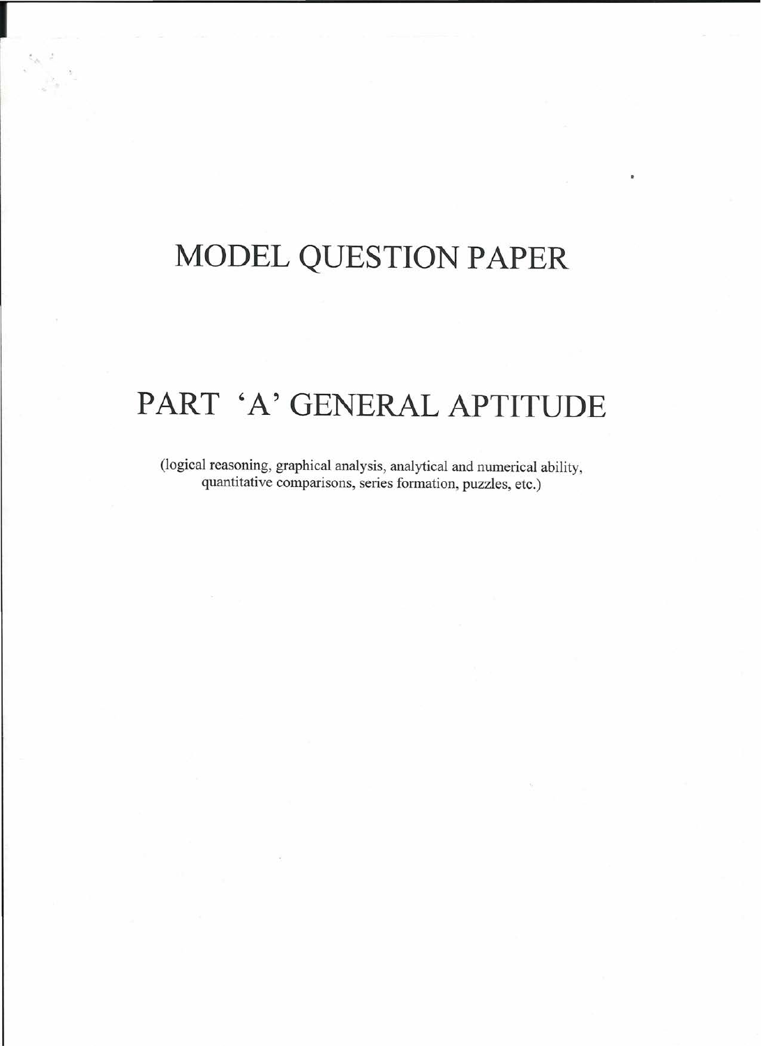# MODEL QUESTION PAPER

# PART 'A' GENERAL APTITUDE

(logical reasoning, graphical analysis, analytical and numerical ability, quantitative comparisons, series formation, puzzles, etc.)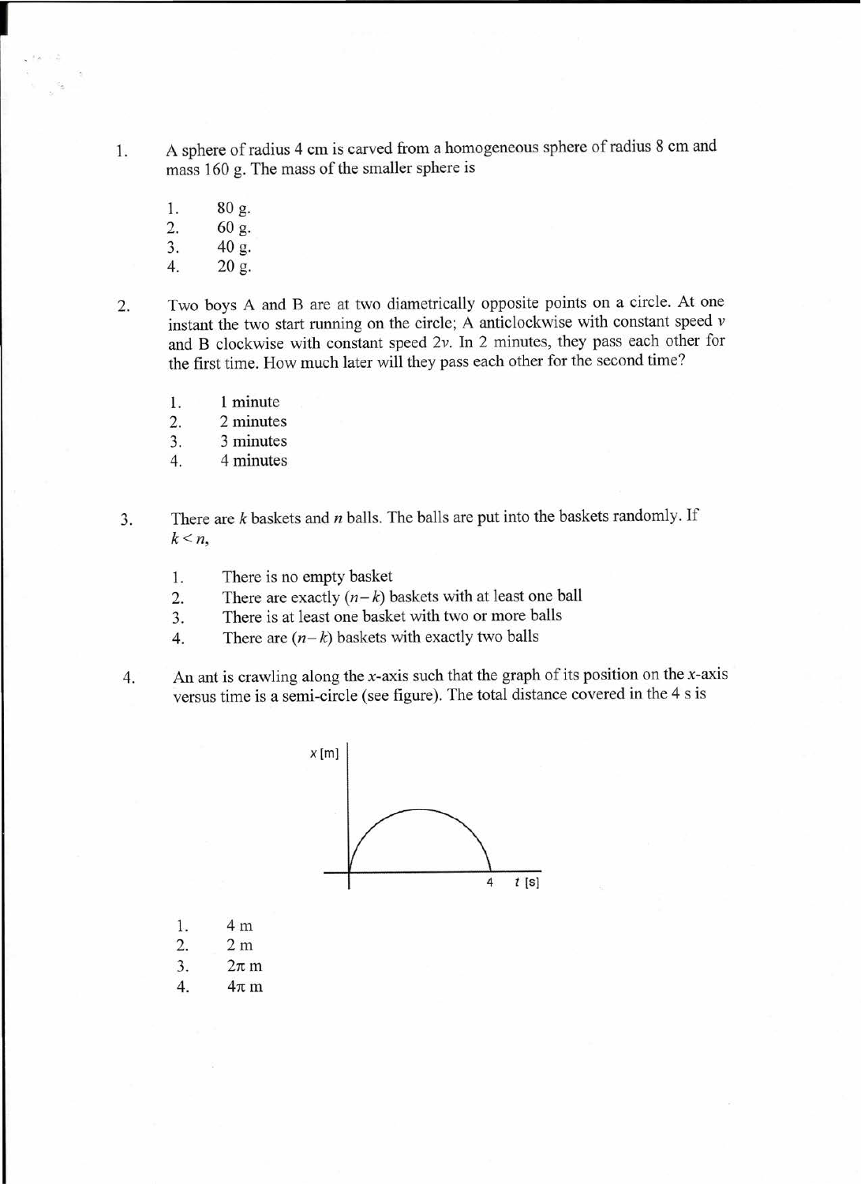1. A sphere of radius 4 cm is carved from a homogeneous sphere of radius 8 cm and mass 160 g. The mass of the smaller sphere is

   1. 80 g.
   2. 60 g.
   3. 40 g.
   4. 20 g.

2. Two boys A and B are at two diametrically opposite points on a circle. At one instant the two start running on the circle; A anticlockwise with constant speed $v$ and B clockwise with constant speed $2v$. In 2 minutes, they pass each other for the first time. How much later will they pass each other for the second time?

   1. 1 minute
   2. 2 minutes
   3. 3 minutes
   4. 4 minutes

3. There are $k$ baskets and $n$ balls. The balls are put into the baskets randomly. If $k < n$,

   1. There is no empty basket
   2. There are exactly $(n-k)$ baskets with at least one ball
   3. There is at least one basket with two or more balls
   4. There are $(n-k)$ baskets with exactly two balls

4. An ant is crawling along the $x$-axis such that the graph of its position on the $x$-axis versus time is a semi-circle (see figure). The total distance covered in the 4 s is

   1. 4 m
   2. 2 m
   3. $2\pi$ m
   4. $4\pi$ m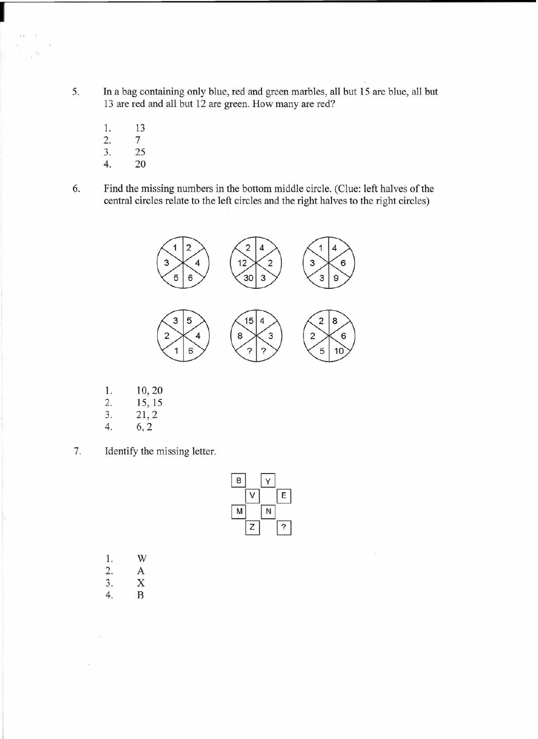5. In a bag containing only blue, red and green marbles, all but 15 are blue, all but 13 are red and all but 12 are green. How many are red?

   1. 13
   2. 7
   3. 25
   4. 20

6. Find the missing numbers in the bottom middle circle. (Clue: left halves of the central circles relate to the left circles and the right halves to the right circles)

   1. 10, 20
   2. 15, 15
   3. 21, 2
   4. 6, 2

7. Identify the missing letter.

   1. W
   2. A
   3. X
   4. B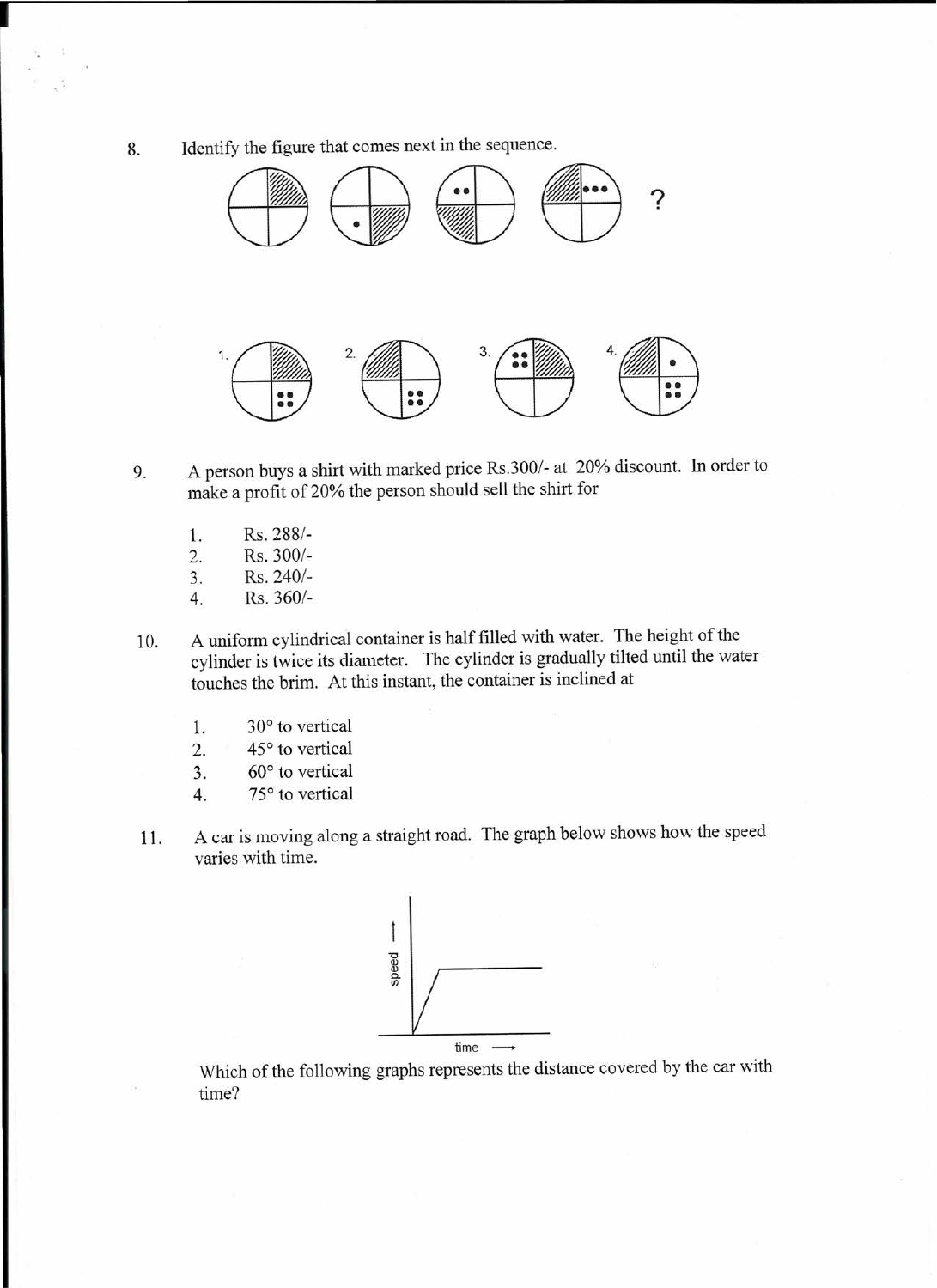8. Identify the figure that comes next in the sequence.

?

1. 2. 3. 4.

9. A person buys a shirt with marked price Rs.300/- at 20% discount. In order to make a profit of 20% the person should sell the shirt for

   1. Rs. 288/-
   2. Rs. 300/-
   3. Rs. 240/-
   4. Rs. 360/-

10. A uniform cylindrical container is half filled with water. The height of the cylinder is twice its diameter. The cylinder is gradually tilted until the water touches the brim. At this instant, the container is inclined at

    1. 30° to vertical
    2. 45° to vertical
    3. 60° to vertical
    4. 75° to vertical

11. A car is moving along a straight road. The graph below shows how the speed varies with time.

speed →

time →

Which of the following graphs represents the distance covered by the car with time?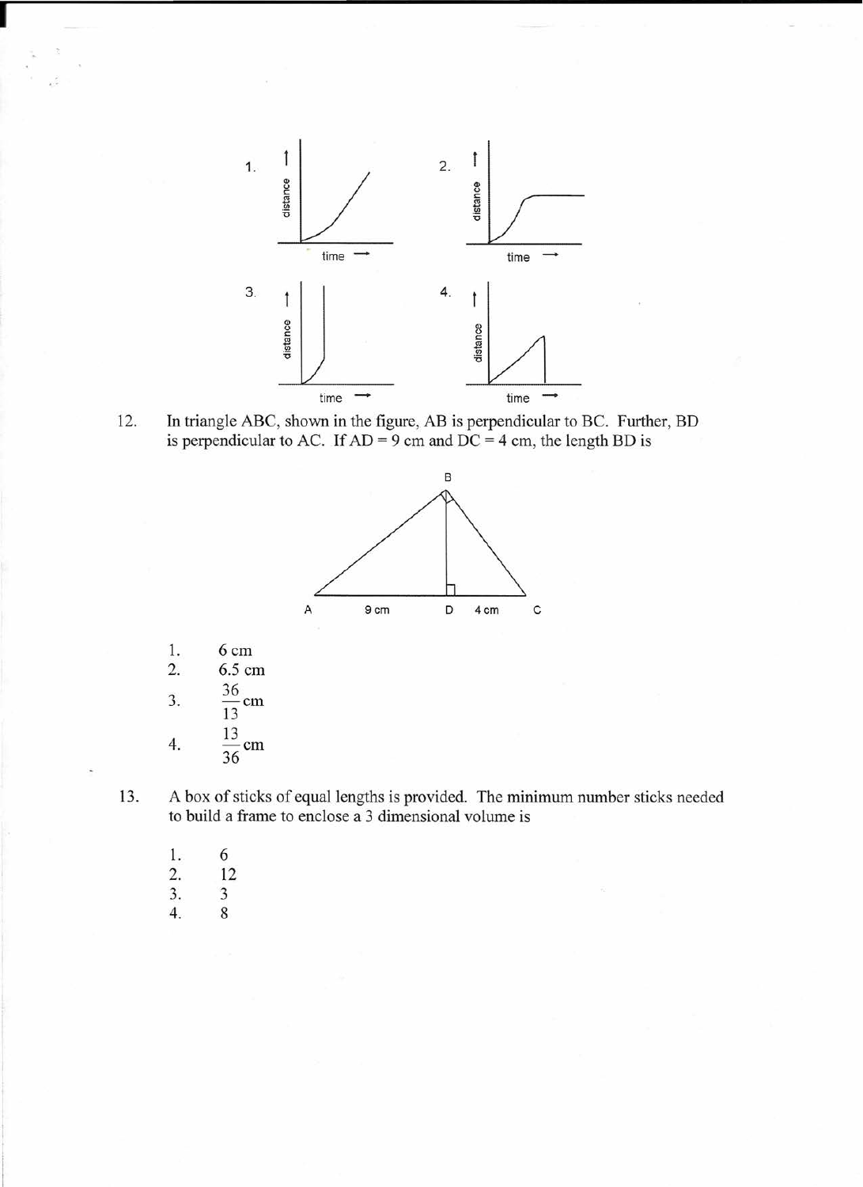1. (distance vs. time graph)
2. (distance vs. time graph)
3. (distance vs. time graph)
4. (distance vs. time graph)

12. In triangle ABC, shown in the figure, AB is perpendicular to BC. Further, BD is perpendicular to AC. If AD = 9 cm and DC = 4 cm, the length BD is

    1. 6 cm
    2. 6.5 cm
    3. $\frac{36}{13}$ cm
    4. $\frac{13}{36}$ cm

13. A box of sticks of equal lengths is provided. The minimum number sticks needed to build a frame to enclose a 3 dimensional volume is

    1. 6
    2. 12
    3. 3
    4. 8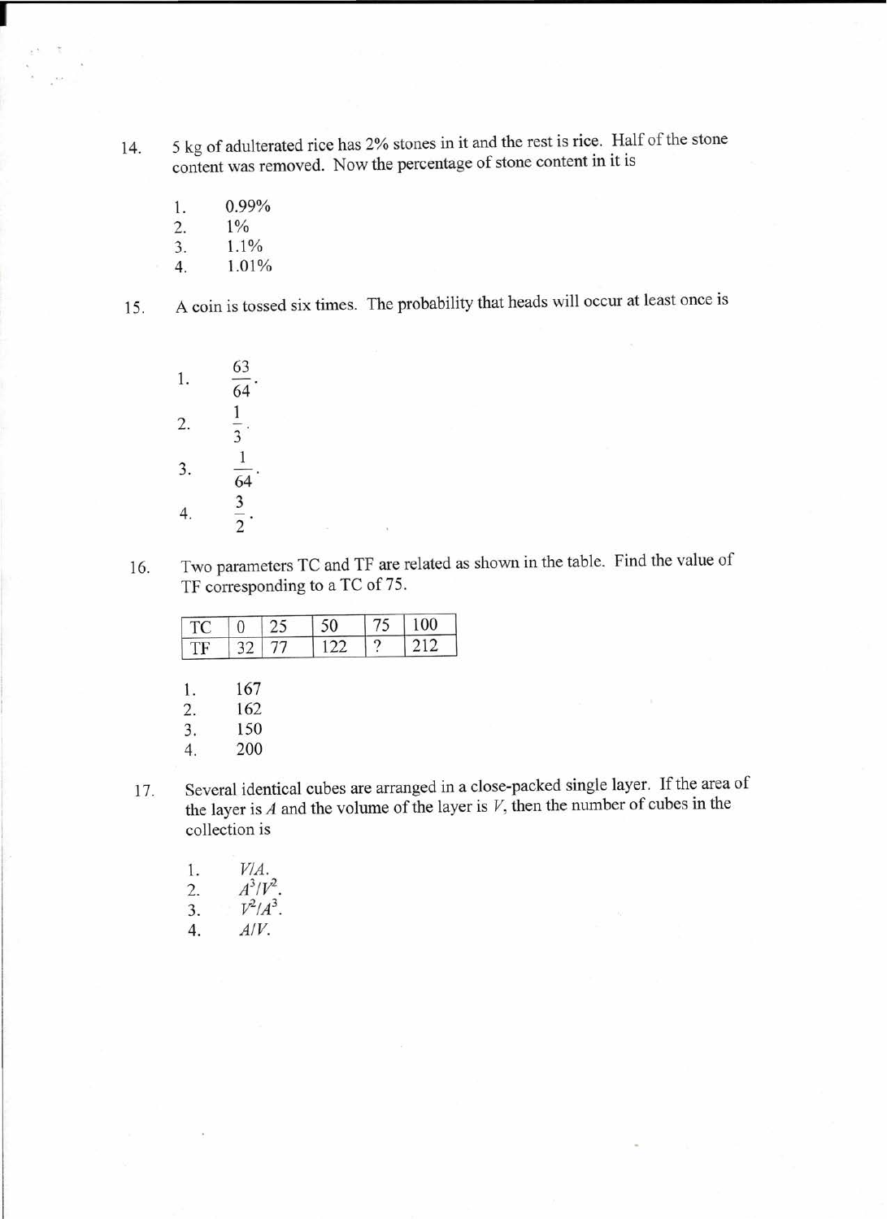14. 5 kg of adulterated rice has 2% stones in it and the rest is rice. Half of the stone content was removed. Now the percentage of stone content in it is

    1. 0.99%
    2. 1%
    3. 1.1%
    4. 1.01%

15. A coin is tossed six times. The probability that heads will occur at least once is

    1. $\frac{63}{64}$.
    2. $\frac{1}{3}$.
    3. $\frac{1}{64}$.
    4. $\frac{3}{2}$.

16. Two parameters TC and TF are related as shown in the table. Find the value of TF corresponding to a TC of 75.

| TC | 0 | 25 | 50 | 75 | 100 |
|---|---|---|---|---|---|
| TF | 32 | 77 | 122 | ? | 212 |

    1. 167
    2. 162
    3. 150
    4. 200

17. Several identical cubes are arranged in a close-packed single layer. If the area of the layer is $A$ and the volume of the layer is $V$, then the number of cubes in the collection is

    1. $V/A$.
    2. $A^3/V^2$.
    3. $V^2/A^3$.
    4. $A/V$.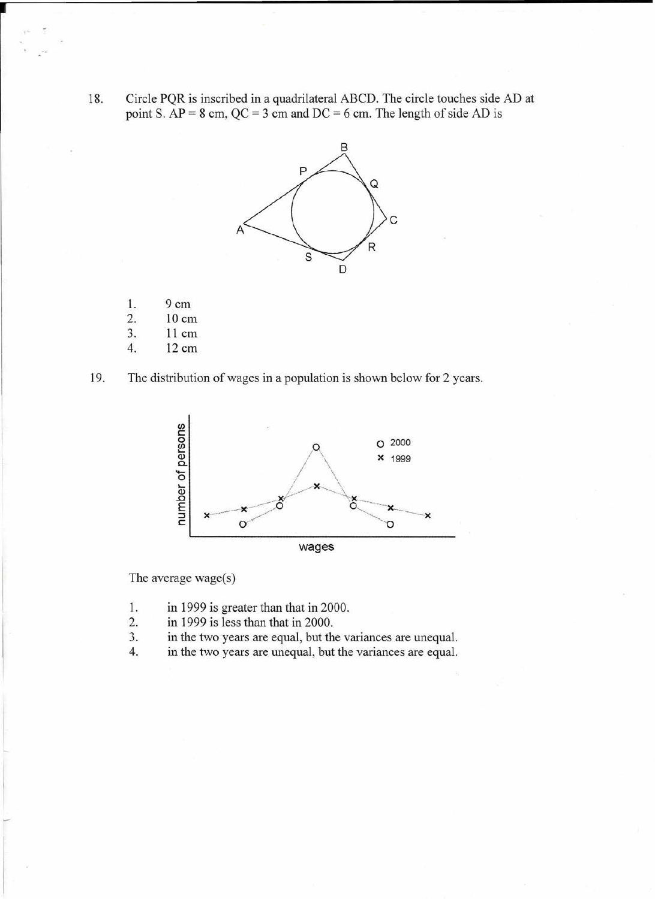18. Circle PQR is inscribed in a quadrilateral ABCD. The circle touches side AD at point S. AP = 8 cm, QC = 3 cm and DC = 6 cm. The length of side AD is

1. 9 cm
2. 10 cm
3. 11 cm
4. 12 cm

19. The distribution of wages in a population is shown below for 2 years.

The average wage(s)

1. in 1999 is greater than that in 2000.
2. in 1999 is less than that in 2000.
3. in the two years are equal, but the variances are unequal.
4. in the two years are unequal, but the variances are equal.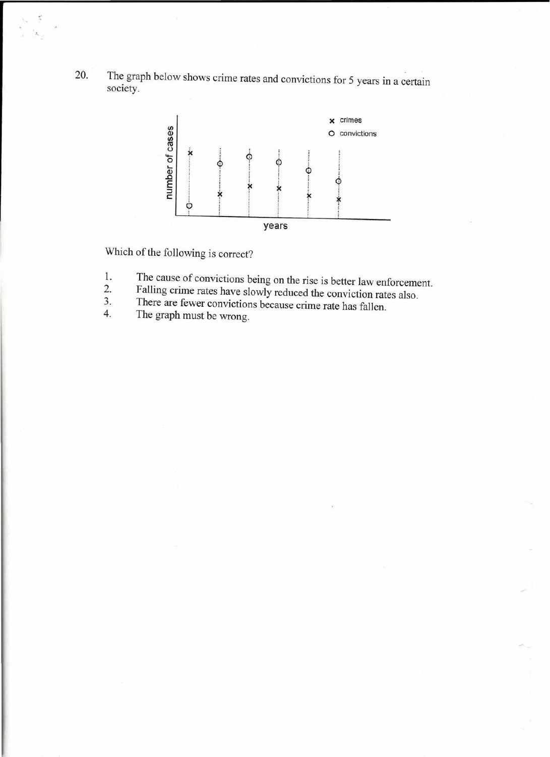20. The graph below shows crime rates and convictions for 5 years in a certain society.

number of cases

years

× crimes

O convictions

Which of the following is correct?

1. The cause of convictions being on the rise is better law enforcement.
2. Falling crime rates have slowly reduced the conviction rates also.
3. There are fewer convictions because crime rate has fallen.
4. The graph must be wrong.